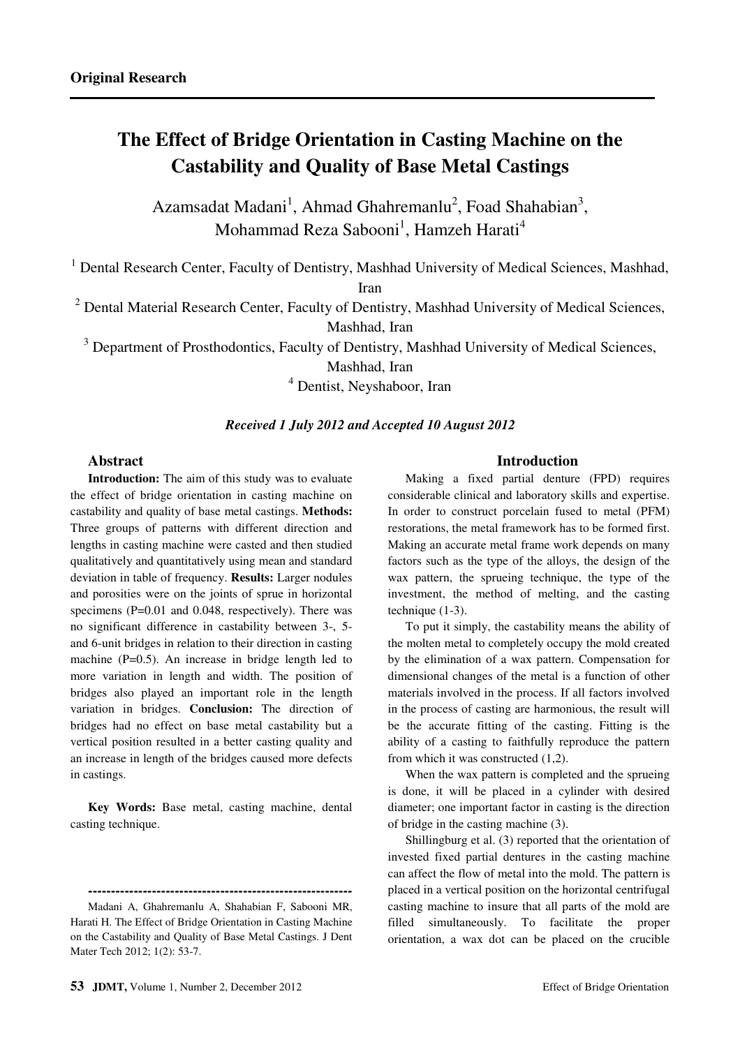**Original Research**

# The Effect of Bridge Orientation in Casting Machine on the Castability and Quality of Base Metal Castings

Azamsadat Madani[1], Ahmad Ghahremanlu[2], Foad Shahabian[3], Mohammad Reza Sabooni[1], Hamzeh Harati[4]

[1] Dental Research Center, Faculty of Dentistry, Mashhad University of Medical Sciences, Mashhad, Iran

[2] Dental Material Research Center, Faculty of Dentistry, Mashhad University of Medical Sciences, Mashhad, Iran

[3] Department of Prosthodontics, Faculty of Dentistry, Mashhad University of Medical Sciences, Mashhad, Iran

[4] Dentist, Neyshaboor, Iran

***Received 1 July 2012 and Accepted 10 August 2012***

## Abstract

**Introduction:** The aim of this study was to evaluate the effect of bridge orientation in casting machine on castability and quality of base metal castings. **Methods:** Three groups of patterns with different direction and lengths in casting machine were casted and then studied qualitatively and quantitatively using mean and standard deviation in table of frequency. **Results:** Larger nodules and porosities were on the joints of sprue in horizontal specimens (P=0.01 and 0.048, respectively). There was no significant difference in castability between 3-, 5- and 6-unit bridges in relation to their direction in casting machine (P=0.5). An increase in bridge length led to more variation in length and width. The position of bridges also played an important role in the length variation in bridges. **Conclusion:** The direction of bridges had no effect on base metal castability but a vertical position resulted in a better casting quality and an increase in length of the bridges caused more defects in castings.

**Key Words:** Base metal, casting machine, dental casting technique.

---

Madani A, Ghahremanlu A, Shahabian F, Sabooni MR, Harati H. The Effect of Bridge Orientation in Casting Machine on the Castability and Quality of Base Metal Castings. J Dent Mater Tech 2012; 1(2): 53-7.

## Introduction

Making a fixed partial denture (FPD) requires considerable clinical and laboratory skills and expertise. In order to construct porcelain fused to metal (PFM) restorations, the metal framework has to be formed first. Making an accurate metal frame work depends on many factors such as the type of the alloys, the design of the wax pattern, the sprueing technique, the type of the investment, the method of melting, and the casting technique (1-3).

To put it simply, the castability means the ability of the molten metal to completely occupy the mold created by the elimination of a wax pattern. Compensation for dimensional changes of the metal is a function of other materials involved in the process. If all factors involved in the process of casting are harmonious, the result will be the accurate fitting of the casting. Fitting is the ability of a casting to faithfully reproduce the pattern from which it was constructed (1,2).

When the wax pattern is completed and the sprueing is done, it will be placed in a cylinder with desired diameter; one important factor in casting is the direction of bridge in the casting machine (3).

Shillingburg et al. (3) reported that the orientation of invested fixed partial dentures in the casting machine can affect the flow of metal into the mold. The pattern is placed in a vertical position on the horizontal centrifugal casting machine to insure that all parts of the mold are filled simultaneously. To facilitate the proper orientation, a wax dot can be placed on the crucible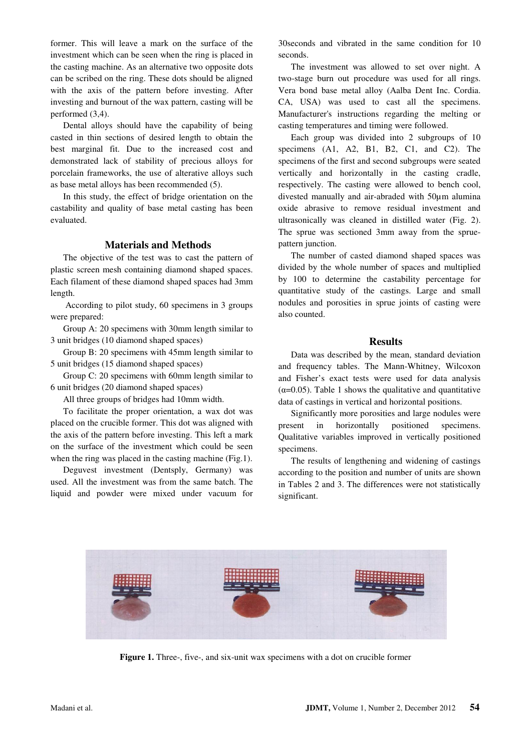former. This will leave a mark on the surface of the investment which can be seen when the ring is placed in the casting machine. As an alternative two opposite dots can be scribed on the ring. These dots should be aligned with the axis of the pattern before investing. After investing and burnout of the wax pattern, casting will be performed (3,4).

Dental alloys should have the capability of being casted in thin sections of desired length to obtain the best marginal fit. Due to the increased cost and demonstrated lack of stability of precious alloys for porcelain frameworks, the use of alterative alloys such as base metal alloys has been recommended (5).

In this study, the effect of bridge orientation on the castability and quality of base metal casting has been evaluated.

## Materials and Methods

The objective of the test was to cast the pattern of plastic screen mesh containing diamond shaped spaces. Each filament of these diamond shaped spaces had 3mm length.

According to pilot study, 60 specimens in 3 groups were prepared:

Group A: 20 specimens with 30mm length similar to 3 unit bridges (10 diamond shaped spaces)

Group B: 20 specimens with 45mm length similar to 5 unit bridges (15 diamond shaped spaces)

Group C: 20 specimens with 60mm length similar to 6 unit bridges (20 diamond shaped spaces)

All three groups of bridges had 10mm width.

To facilitate the proper orientation, a wax dot was placed on the crucible former. This dot was aligned with the axis of the pattern before investing. This left a mark on the surface of the investment which could be seen when the ring was placed in the casting machine (Fig.1).

Deguvest investment (Dentsply, Germany) was used. All the investment was from the same batch. The liquid and powder were mixed under vacuum for 30seconds and vibrated in the same condition for 10 seconds.

The investment was allowed to set over night. A two-stage burn out procedure was used for all rings. Vera bond base metal alloy (Aalba Dent Inc. Cordia. CA, USA) was used to cast all the specimens. Manufacturer's instructions regarding the melting or casting temperatures and timing were followed.

Each group was divided into 2 subgroups of 10 specimens (A1, A2, B1, B2, C1, and C2). The specimens of the first and second subgroups were seated vertically and horizontally in the casting cradle, respectively. The casting were allowed to bench cool, divested manually and air-abraded with 50μm alumina oxide abrasive to remove residual investment and ultrasonically was cleaned in distilled water (Fig. 2). The sprue was sectioned 3mm away from the sprue-pattern junction.

The number of casted diamond shaped spaces was divided by the whole number of spaces and multiplied by 100 to determine the castability percentage for quantitative study of the castings. Large and small nodules and porosities in sprue joints of casting were also counted.

## Results

Data was described by the mean, standard deviation and frequency tables. The Mann-Whitney, Wilcoxon and Fisher's exact tests were used for data analysis ($\alpha$=0.05). Table 1 shows the qualitative and quantitative data of castings in vertical and horizontal positions.

Significantly more porosities and large nodules were present in horizontally positioned specimens. Qualitative variables improved in vertically positioned specimens.

The results of lengthening and widening of castings according to the position and number of units are shown in Tables 2 and 3. The differences were not statistically significant.

**Figure 1.** Three-, five-, and six-unit wax specimens with a dot on crucible former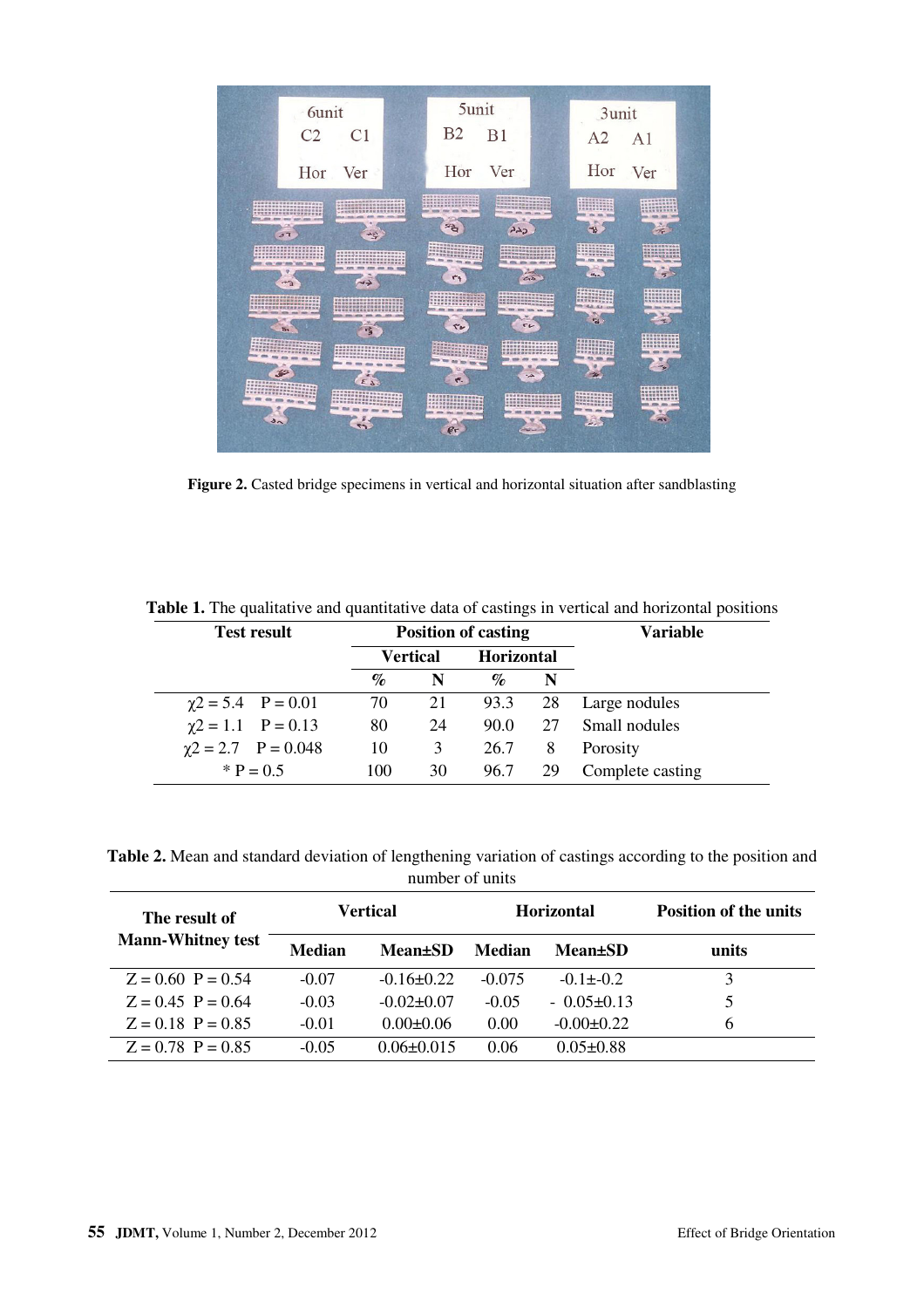**Figure 2.** Casted bridge specimens in vertical and horizontal situation after sandblasting

**Table 1.** The qualitative and quantitative data of castings in vertical and horizontal positions

| Test result | Position of casting | | | | Variable |
|---|---|---|---|---|---|
| | Vertical | | Horizontal | | |
| | % | N | % | N | |
| $\chi2 = 5.4$ $P = 0.01$ | 70 | 21 | 93.3 | 28 | Large nodules |
| $\chi2 = 1.1$ $P = 0.13$ | 80 | 24 | 90.0 | 27 | Small nodules |
| $\chi2 = 2.7$ $P = 0.048$ | 10 | 3 | 26.7 | 8 | Porosity |
| * $P = 0.5$ | 100 | 30 | 96.7 | 29 | Complete casting |

**Table 2.** Mean and standard deviation of lengthening variation of castings according to the position and number of units

| The result of Mann-Whitney test | Vertical | | Horizontal | | Position of the units |
|---|---|---|---|---|---|
| | Median | Mean±SD | Median | Mean±SD | units |
| Z = 0.60 P = 0.54 | -0.07 | -0.16±0.22 | -0.075 | -0.1±-0.2 | 3 |
| Z = 0.45 P = 0.64 | -0.03 | -0.02±0.07 | -0.05 | - 0.05±0.13 | 5 |
| Z = 0.18 P = 0.85 | -0.01 | 0.00±0.06 | 0.00 | -0.00±0.22 | 6 |
| Z = 0.78 P = 0.85 | -0.05 | 0.06±0.015 | 0.06 | 0.05±0.88 | |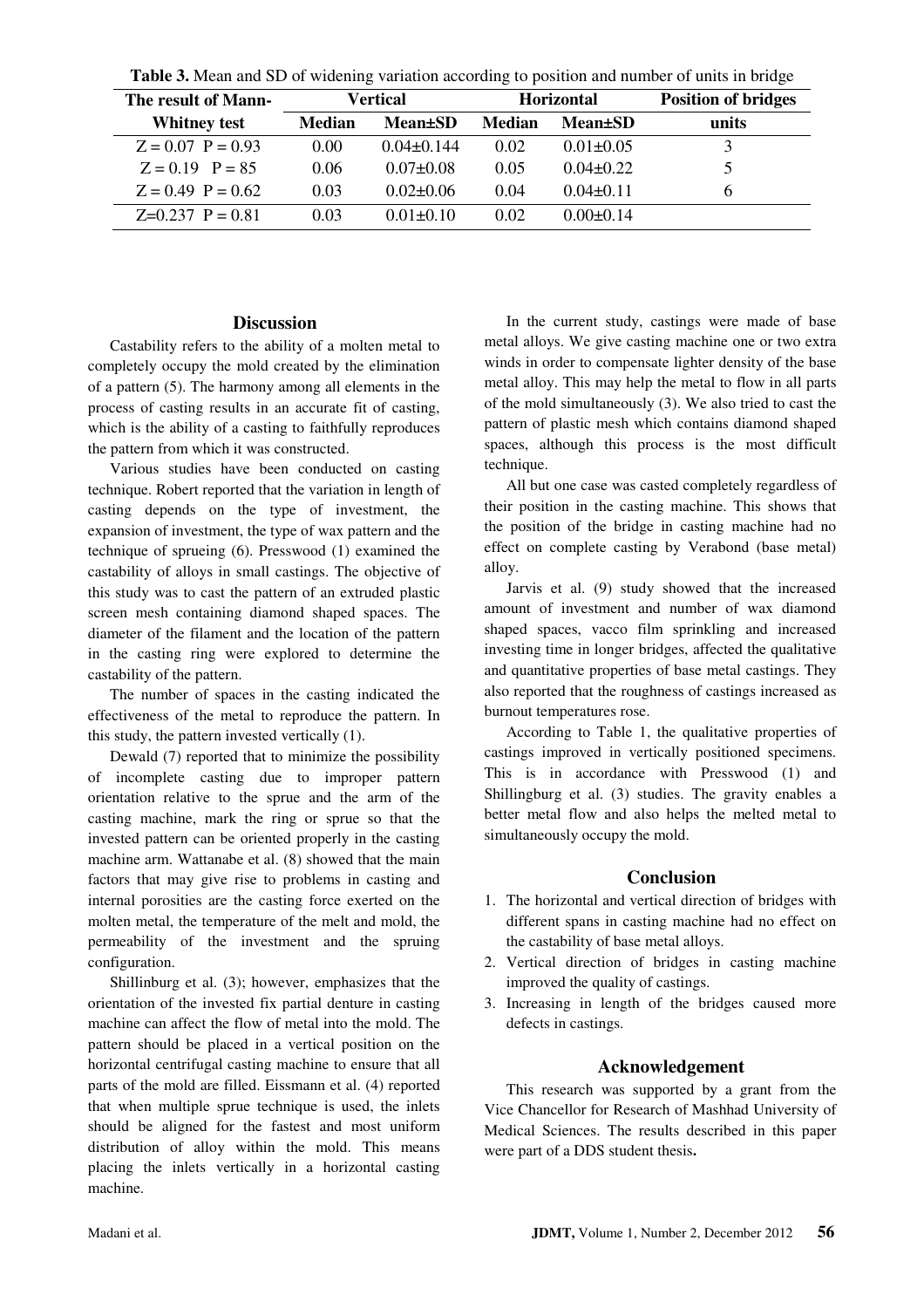**Table 3.** Mean and SD of widening variation according to position and number of units in bridge

| The result of Mann-Whitney test | Vertical | | Horizontal | | Position of bridges units |
|---|---|---|---|---|---|
| | Median | Mean±SD | Median | Mean±SD | |
| Z = 0.07 P = 0.93 | 0.00 | 0.04±0.144 | 0.02 | 0.01±0.05 | 3 |
| Z = 0.19 P = 85 | 0.06 | 0.07±0.08 | 0.05 | 0.04±0.22 | 5 |
| Z = 0.49 P = 0.62 | 0.03 | 0.02±0.06 | 0.04 | 0.04±0.11 | 6 |
| Z=0.237 P = 0.81 | 0.03 | 0.01±0.10 | 0.02 | 0.00±0.14 | |

## Discussion

Castability refers to the ability of a molten metal to completely occupy the mold created by the elimination of a pattern (5). The harmony among all elements in the process of casting results in an accurate fit of casting, which is the ability of a casting to faithfully reproduces the pattern from which it was constructed.

Various studies have been conducted on casting technique. Robert reported that the variation in length of casting depends on the type of investment, the expansion of investment, the type of wax pattern and the technique of sprueing (6). Presswood (1) examined the castability of alloys in small castings. The objective of this study was to cast the pattern of an extruded plastic screen mesh containing diamond shaped spaces. The diameter of the filament and the location of the pattern in the casting ring were explored to determine the castability of the pattern.

The number of spaces in the casting indicated the effectiveness of the metal to reproduce the pattern. In this study, the pattern invested vertically (1).

Dewald (7) reported that to minimize the possibility of incomplete casting due to improper pattern orientation relative to the sprue and the arm of the casting machine, mark the ring or sprue so that the invested pattern can be oriented properly in the casting machine arm. Wattanabe et al. (8) showed that the main factors that may give rise to problems in casting and internal porosities are the casting force exerted on the molten metal, the temperature of the melt and mold, the permeability of the investment and the spruing configuration.

Shillinburg et al. (3); however, emphasizes that the orientation of the invested fix partial denture in casting machine can affect the flow of metal into the mold. The pattern should be placed in a vertical position on the horizontal centrifugal casting machine to ensure that all parts of the mold are filled. Eissmann et al. (4) reported that when multiple sprue technique is used, the inlets should be aligned for the fastest and most uniform distribution of alloy within the mold. This means placing the inlets vertically in a horizontal casting machine.

In the current study, castings were made of base metal alloys. We give casting machine one or two extra winds in order to compensate lighter density of the base metal alloy. This may help the metal to flow in all parts of the mold simultaneously (3). We also tried to cast the pattern of plastic mesh which contains diamond shaped spaces, although this process is the most difficult technique.

All but one case was casted completely regardless of their position in the casting machine. This shows that the position of the bridge in casting machine had no effect on complete casting by Verabond (base metal) alloy.

Jarvis et al. (9) study showed that the increased amount of investment and number of wax diamond shaped spaces, vacco film sprinkling and increased investing time in longer bridges, affected the qualitative and quantitative properties of base metal castings. They also reported that the roughness of castings increased as burnout temperatures rose.

According to Table 1, the qualitative properties of castings improved in vertically positioned specimens. This is in accordance with Presswood (1) and Shillingburg et al. (3) studies. The gravity enables a better metal flow and also helps the melted metal to simultaneously occupy the mold.

## Conclusion

1. The horizontal and vertical direction of bridges with different spans in casting machine had no effect on the castability of base metal alloys.
2. Vertical direction of bridges in casting machine improved the quality of castings.
3. Increasing in length of the bridges caused more defects in castings.

## Acknowledgement

This research was supported by a grant from the Vice Chancellor for Research of Mashhad University of Medical Sciences. The results described in this paper were part of a DDS student thesis**.**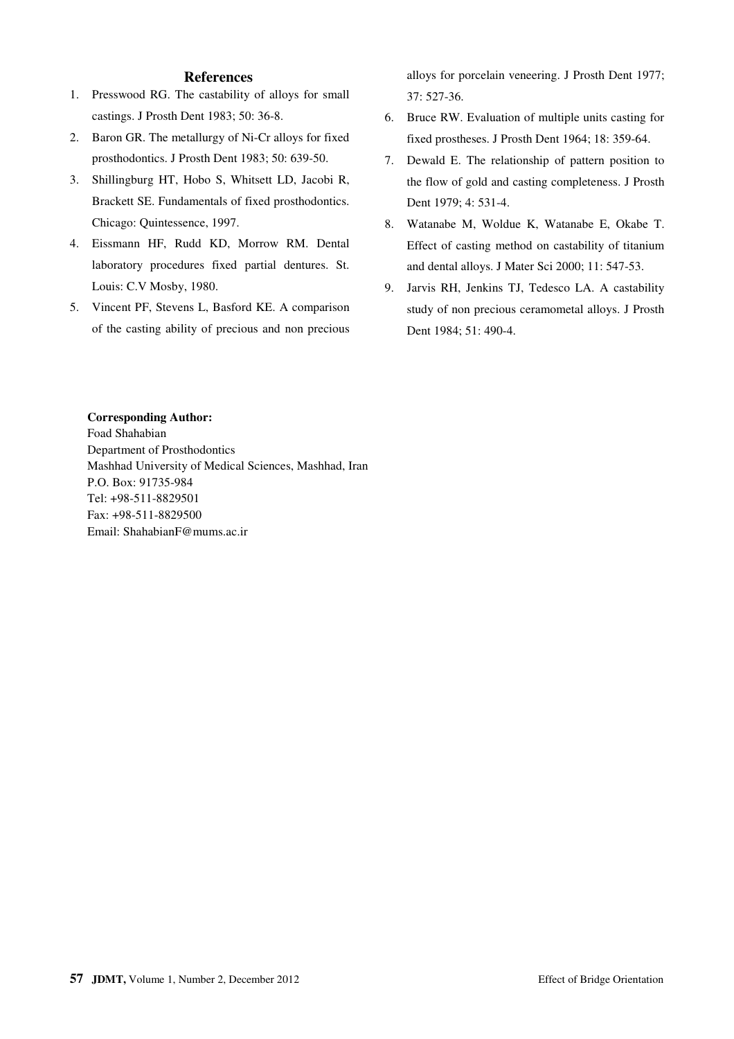## References

1. Presswood RG. The castability of alloys for small castings. J Prosth Dent 1983; 50: 36-8.
2. Baron GR. The metallurgy of Ni-Cr alloys for fixed prosthodontics. J Prosth Dent 1983; 50: 639-50.
3. Shillingburg HT, Hobo S, Whitsett LD, Jacobi R, Brackett SE. Fundamentals of fixed prosthodontics. Chicago: Quintessence, 1997.
4. Eissmann HF, Rudd KD, Morrow RM. Dental laboratory procedures fixed partial dentures. St. Louis: C.V Mosby, 1980.
5. Vincent PF, Stevens L, Basford KE. A comparison of the casting ability of precious and non precious alloys for porcelain veneering. J Prosth Dent 1977; 37: 527-36.
6. Bruce RW. Evaluation of multiple units casting for fixed prostheses. J Prosth Dent 1964; 18: 359-64.
7. Dewald E. The relationship of pattern position to the flow of gold and casting completeness. J Prosth Dent 1979; 4: 531-4.
8. Watanabe M, Woldue K, Watanabe E, Okabe T. Effect of casting method on castability of titanium and dental alloys. J Mater Sci 2000; 11: 547-53.
9. Jarvis RH, Jenkins TJ, Tedesco LA. A castability study of non precious ceramometal alloys. J Prosth Dent 1984; 51: 490-4.

**Corresponding Author:**
Foad Shahabian
Department of Prosthodontics
Mashhad University of Medical Sciences, Mashhad, Iran
P.O. Box: 91735-984
Tel: +98-511-8829501
Fax: +98-511-8829500
Email: ShahabianF@mums.ac.ir